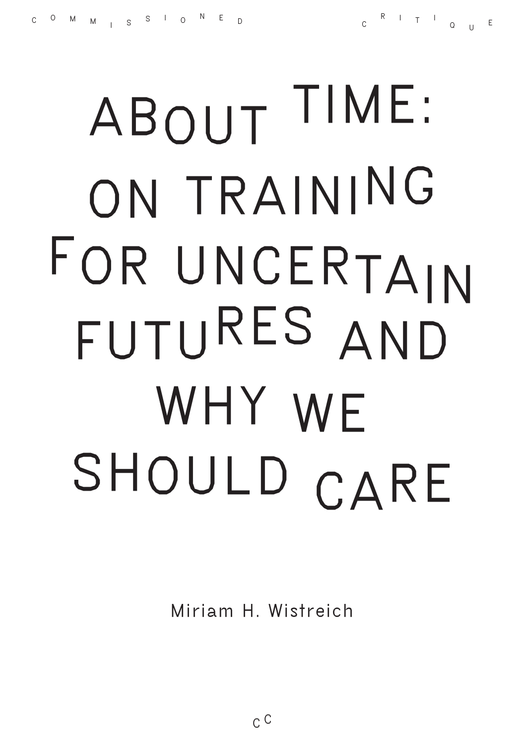COMMISSIONED CRITIQUE

# ABOUT TIME: ON TRAINING FOR UNCERTAIN FUTURES AND WHY WE SHOULD CARE

Miriam H. Wistreich

CC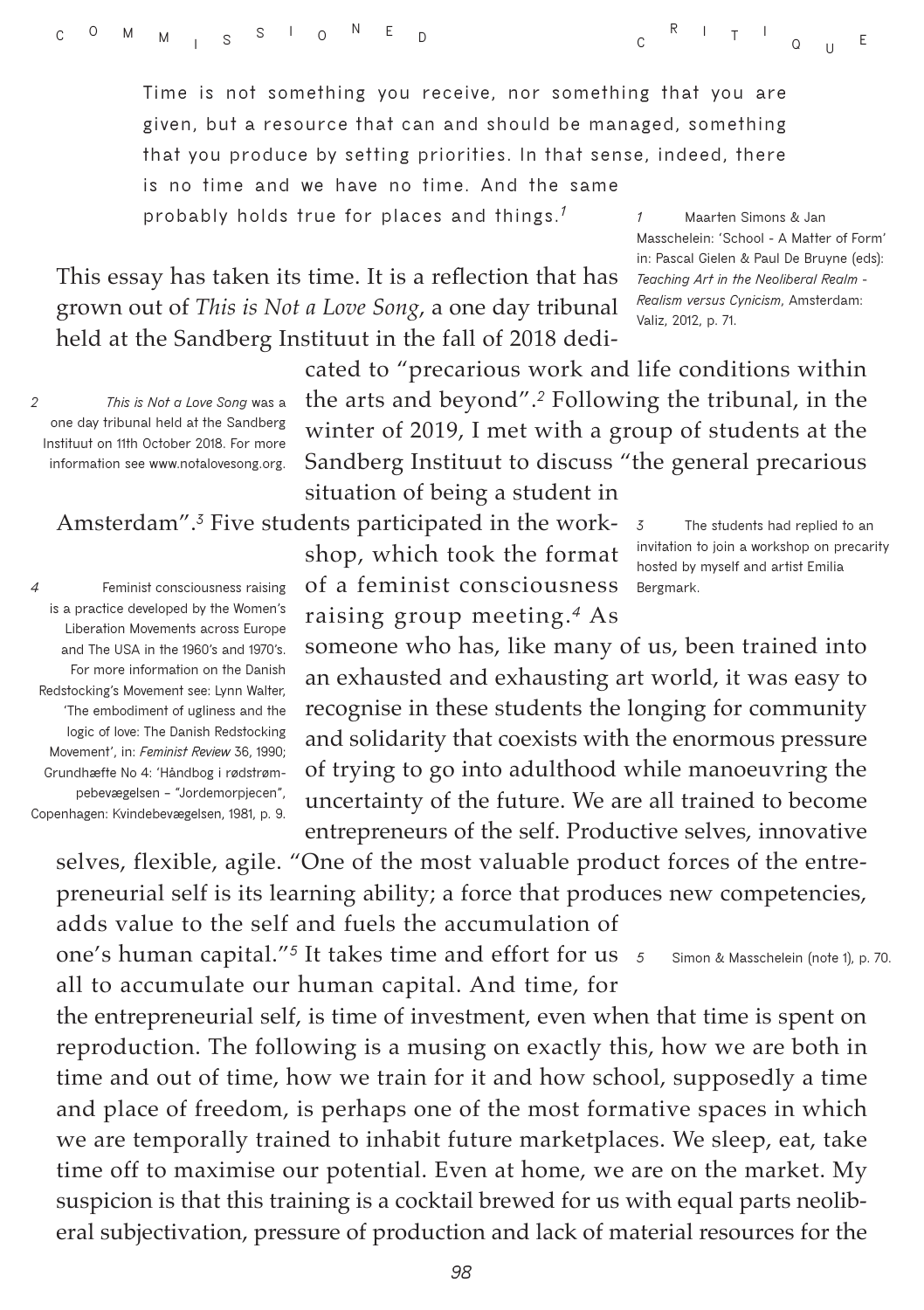> Time is not something you receive, nor something that you are given, but a resource that can and should be managed, something that you produce by setting priorities. In that sense, indeed, there is no time and we have no time. And the same probably holds true for places and things.[1]

This essay has taken its time. It is a reflection that has grown out of *This is Not a Love Song*, a one day tribunal held at the Sandberg Instituut in the fall of 2018 dedicated to "precarious work and life conditions within the arts and beyond".[2] Following the tribunal, in the winter of 2019, I met with a group of students at the Sandberg Instituut to discuss "the general precarious situation of being a student in Amsterdam".[3] Five students participated in the workshop, which took the format of a feminist consciousness raising group meeting.[4] As someone who has, like many of us, been trained into an exhausted and exhausting art world, it was easy to recognise in these students the longing for community and solidarity that coexists with the enormous pressure of trying to go into adulthood while manoeuvring the uncertainty of the future. We are all trained to become entrepreneurs of the self. Productive selves, innovative selves, flexible, agile. "One of the most valuable product forces of the entrepreneurial self is its learning ability; a force that produces new competencies, adds value to the self and fuels the accumulation of one's human capital."[5] It takes time and effort for us all to accumulate our human capital. And time, for the entrepreneurial self, is time of investment, even when that time is spent on reproduction. The following is a musing on exactly this, how we are both in time and out of time, how we train for it and how school, supposedly a time and place of freedom, is perhaps one of the most formative spaces in which we are temporally trained to inhabit future marketplaces. We sleep, eat, take time off to maximise our potential. Even at home, we are on the market. My suspicion is that this training is a cocktail brewed for us with equal parts neoliberal subjectivation, pressure of production and lack of material resources for the

---

1 Maarten Simons & Jan Masschelein: 'School - A Matter of Form' in: Pascal Gielen & Paul De Bruyne (eds): *Teaching Art in the Neoliberal Realm - Realism versus Cynicism*, Amsterdam: Valiz, 2012, p. 71.

2 *This is Not a Love Song* was a one day tribunal held at the Sandberg Instituut on 11th October 2018. For more information see www.notalovesong.org.

3 The students had replied to an invitation to join a workshop on precarity hosted by myself and artist Emilia Bergmark.

4 Feminist consciousness raising is a practice developed by the Women's Liberation Movements across Europe and The USA in the 1960's and 1970's. For more information on the Danish Redstocking's Movement see: Lynn Walter, 'The embodiment of ugliness and the logic of love: The Danish Redstocking Movement', in: *Feminist Review* 36, 1990; Grundhæfte No 4: 'Håndbog i rødstrømpebevægelsen – "Jordemorpjecen", Copenhagen: Kvindebevægelsen, 1981, p. 9.

5 Simon & Masschelein (note 1), p. 70.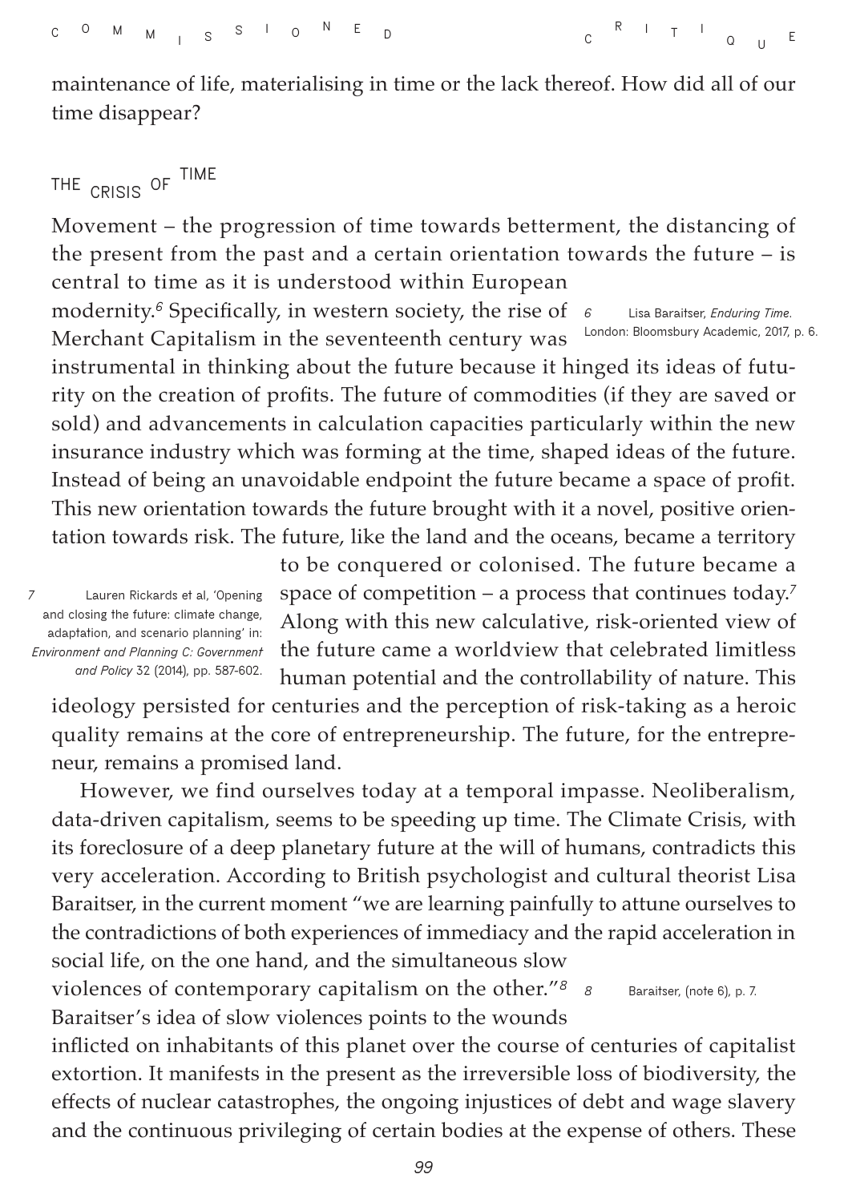maintenance of life, materialising in time or the lack thereof. How did all of our time disappear?

## THE CRISIS OF TIME

Movement – the progression of time towards betterment, the distancing of the present from the past and a certain orientation towards the future – is central to time as it is understood within European modernity.[6] Specifically, in western society, the rise of Merchant Capitalism in the seventeenth century was instrumental in thinking about the future because it hinged its ideas of futurity on the creation of profits. The future of commodities (if they are saved or sold) and advancements in calculation capacities particularly within the new insurance industry which was forming at the time, shaped ideas of the future. Instead of being an unavoidable endpoint the future became a space of profit. This new orientation towards the future brought with it a novel, positive orientation towards risk. The future, like the land and the oceans, became a territory to be conquered or colonised. The future became a space of competition – a process that continues today.[7] Along with this new calculative, risk-oriented view of the future came a worldview that celebrated limitless human potential and the controllability of nature. This ideology persisted for centuries and the perception of risk-taking as a heroic quality remains at the core of entrepreneurship. The future, for the entrepreneur, remains a promised land.

However, we find ourselves today at a temporal impasse. Neoliberalism, data-driven capitalism, seems to be speeding up time. The Climate Crisis, with its foreclosure of a deep planetary future at the will of humans, contradicts this very acceleration. According to British psychologist and cultural theorist Lisa Baraitser, in the current moment "we are learning painfully to attune ourselves to the contradictions of both experiences of immediacy and the rapid acceleration in social life, on the one hand, and the simultaneous slow violences of contemporary capitalism on the other."[8] Baraitser's idea of slow violences points to the wounds inflicted on inhabitants of this planet over the course of centuries of capitalist extortion. It manifests in the present as the irreversible loss of biodiversity, the effects of nuclear catastrophes, the ongoing injustices of debt and wage slavery and the continuous privileging of certain bodies at the expense of others. These

6 Lisa Baraitser, *Enduring Time*. London: Bloomsbury Academic, 2017, p. 6.

7 Lauren Rickards et al, 'Opening and closing the future: climate change, adaptation, and scenario planning' in: *Environment and Planning C: Government and Policy* 32 (2014), pp. 587-602.

8 Baraitser, (note 6), p. 7.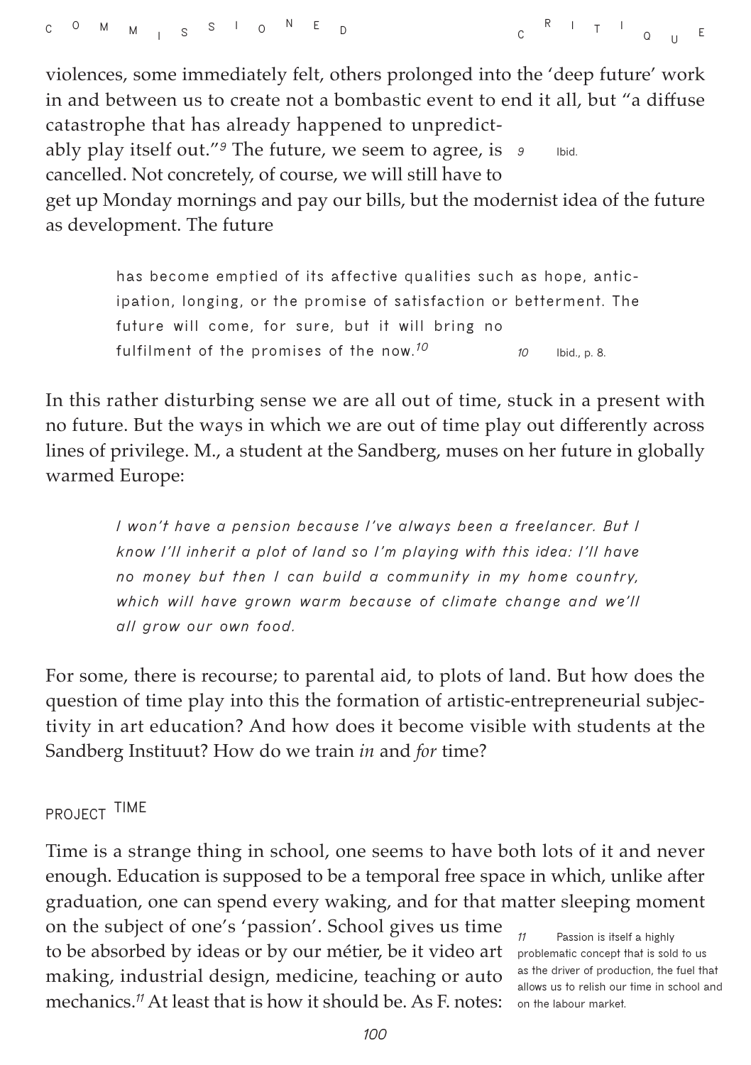violences, some immediately felt, others prolonged into the 'deep future' work in and between us to create not a bombastic event to end it all, but "a diffuse catastrophe that has already happened to unpredictably play itself out."[9] The future, we seem to agree, is cancelled. Not concretely, of course, we will still have to get up Monday mornings and pay our bills, but the modernist idea of the future as development. The future

> has become emptied of its affective qualities such as hope, anticipation, longing, or the promise of satisfaction or betterment. The future will come, for sure, but it will bring no fulfilment of the promises of the now.[10]

In this rather disturbing sense we are all out of time, stuck in a present with no future. But the ways in which we are out of time play out differently across lines of privilege. M., a student at the Sandberg, muses on her future in globally warmed Europe:

> *I won't have a pension because I've always been a freelancer. But I know I'll inherit a plot of land so I'm playing with this idea: I'll have no money but then I can build a community in my home country, which will have grown warm because of climate change and we'll all grow our own food.*

For some, there is recourse; to parental aid, to plots of land. But how does the question of time play into this the formation of artistic-entrepreneurial subjectivity in art education? And how does it become visible with students at the Sandberg Instituut? How do we train *in* and *for* time?

## PROJECT TIME

Time is a strange thing in school, one seems to have both lots of it and never enough. Education is supposed to be a temporal free space in which, unlike after graduation, one can spend every waking, and for that matter sleeping moment on the subject of one's 'passion'. School gives us time to be absorbed by ideas or by our métier, be it video art making, industrial design, medicine, teaching or auto mechanics.[11] At least that is how it should be. As F. notes:

9 Ibid.

10 Ibid., p. 8.

11 Passion is itself a highly problematic concept that is sold to us as the driver of production, the fuel that allows us to relish our time in school and on the labour market.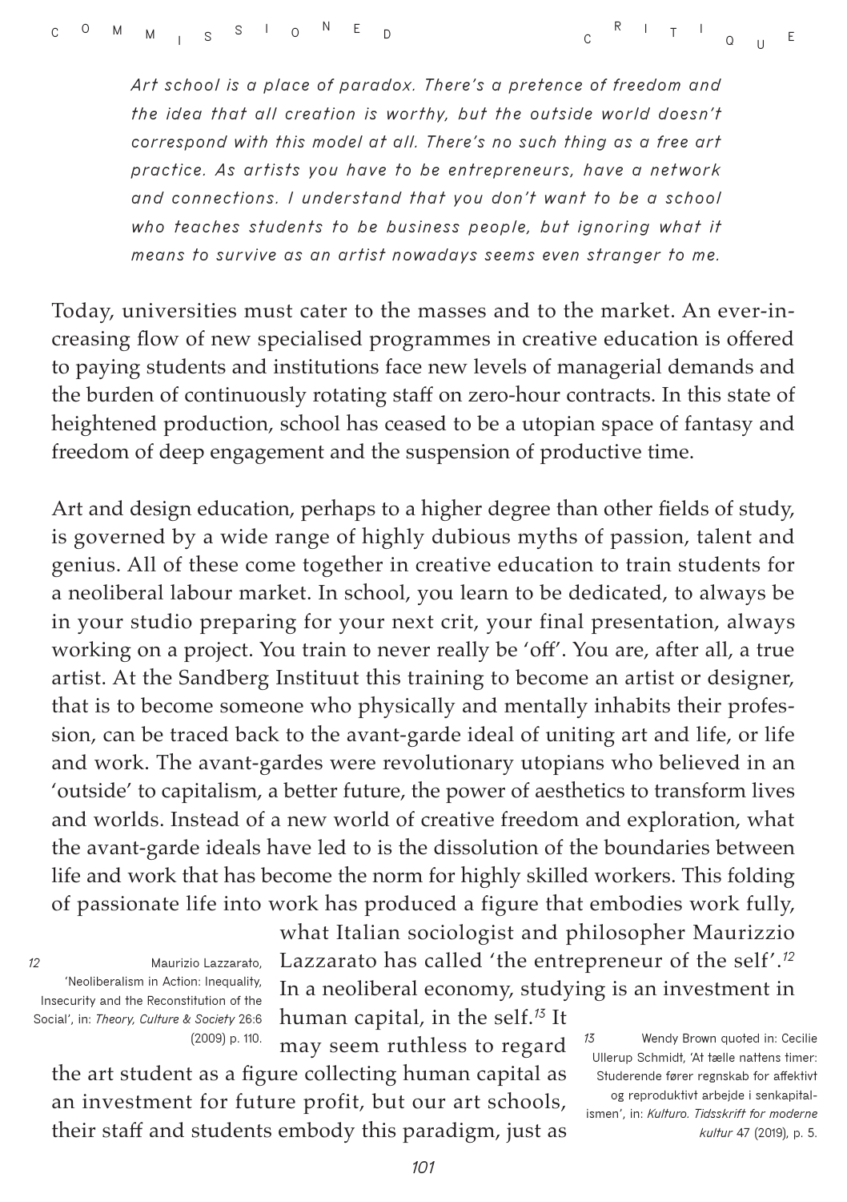*Art school is a place of paradox. There's a pretence of freedom and the idea that all creation is worthy, but the outside world doesn't correspond with this model at all. There's no such thing as a free art practice. As artists you have to be entrepreneurs, have a network and connections. I understand that you don't want to be a school who teaches students to be business people, but ignoring what it means to survive as an artist nowadays seems even stranger to me.*

Today, universities must cater to the masses and to the market. An ever-increasing flow of new specialised programmes in creative education is offered to paying students and institutions face new levels of managerial demands and the burden of continuously rotating staff on zero-hour contracts. In this state of heightened production, school has ceased to be a utopian space of fantasy and freedom of deep engagement and the suspension of productive time.

Art and design education, perhaps to a higher degree than other fields of study, is governed by a wide range of highly dubious myths of passion, talent and genius. All of these come together in creative education to train students for a neoliberal labour market. In school, you learn to be dedicated, to always be in your studio preparing for your next crit, your final presentation, always working on a project. You train to never really be 'off'. You are, after all, a true artist. At the Sandberg Instituut this training to become an artist or designer, that is to become someone who physically and mentally inhabits their profession, can be traced back to the avant-garde ideal of uniting art and life, or life and work. The avant-gardes were revolutionary utopians who believed in an 'outside' to capitalism, a better future, the power of aesthetics to transform lives and worlds. Instead of a new world of creative freedom and exploration, what the avant-garde ideals have led to is the dissolution of the boundaries between life and work that has become the norm for highly skilled workers. This folding of passionate life into work has produced a figure that embodies work fully, what Italian sociologist and philosopher Maurizzio Lazzarato has called 'the entrepreneur of the self'.[12] In a neoliberal economy, studying is an investment in human capital, in the self.[13] It may seem ruthless to regard the art student as a figure collecting human capital as an investment for future profit, but our art schools, their staff and students embody this paradigm, just as

12 Maurizio Lazzarato, 'Neoliberalism in Action: Inequality, Insecurity and the Reconstitution of the Social', in: *Theory, Culture & Society* 26:6 (2009) p. 110.

13 Wendy Brown quoted in: Cecilie Ullerup Schmidt, 'At tælle nattens timer: Studerende fører regnskab for affektivt og reproduktivt arbejde i senkapitalismen', in: *Kulturo. Tidsskrift for moderne kultur* 47 (2019), p. 5.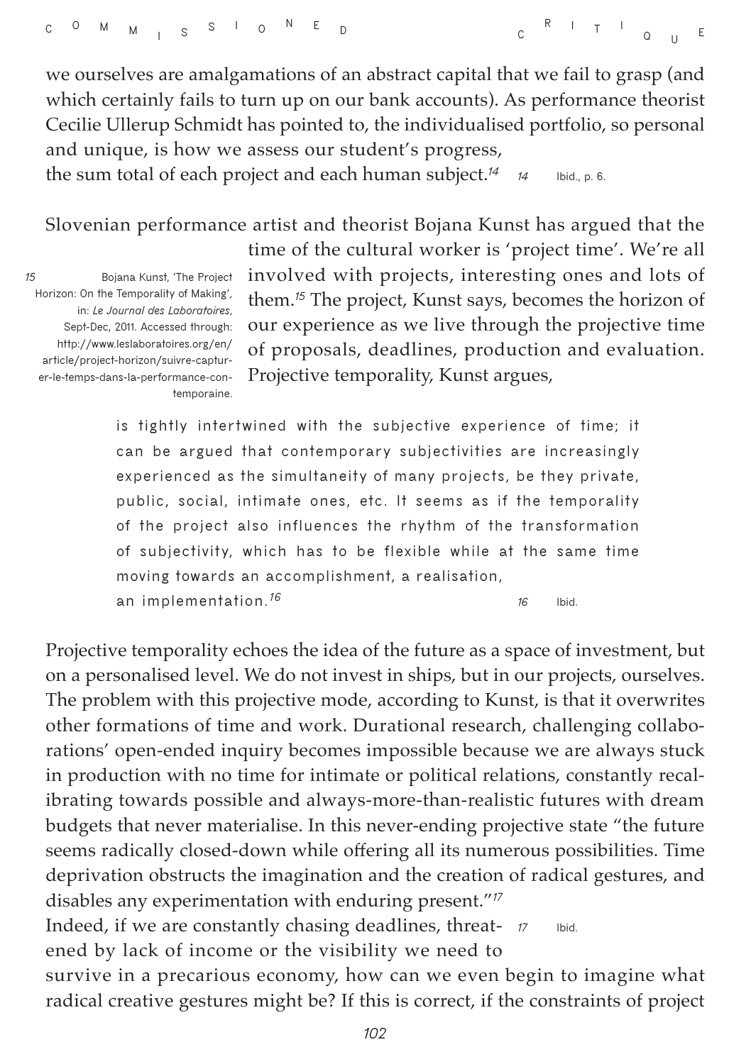we ourselves are amalgamations of an abstract capital that we fail to grasp (and which certainly fails to turn up on our bank accounts). As performance theorist Cecilie Ullerup Schmidt has pointed to, the individualised portfolio, so personal and unique, is how we assess our student's progress, the sum total of each project and each human subject.[14]

Slovenian performance artist and theorist Bojana Kunst has argued that the time of the cultural worker is 'project time'. We're all involved with projects, interesting ones and lots of them.[15] The project, Kunst says, becomes the horizon of our experience as we live through the projective time of proposals, deadlines, production and evaluation. Projective temporality, Kunst argues,

> is tightly intertwined with the subjective experience of time; it can be argued that contemporary subjectivities are increasingly experienced as the simultaneity of many projects, be they private, public, social, intimate ones, etc. It seems as if the temporality of the project also influences the rhythm of the transformation of subjectivity, which has to be flexible while at the same time moving towards an accomplishment, a realisation, an implementation.[16]

Projective temporality echoes the idea of the future as a space of investment, but on a personalised level. We do not invest in ships, but in our projects, ourselves. The problem with this projective mode, according to Kunst, is that it overwrites other formations of time and work. Durational research, challenging collaborations' open-ended inquiry becomes impossible because we are always stuck in production with no time for intimate or political relations, constantly recalibrating towards possible and always-more-than-realistic futures with dream budgets that never materialise. In this never-ending projective state "the future seems radically closed-down while offering all its numerous possibilities. Time deprivation obstructs the imagination and the creation of radical gestures, and disables any experimentation with enduring present."[17] Indeed, if we are constantly chasing deadlines, threatened by lack of income or the visibility we need to survive in a precarious economy, how can we even begin to imagine what radical creative gestures might be? If this is correct, if the constraints of project

14 Ibid., p. 6.

15 Bojana Kunst, 'The Project Horizon: On the Temporality of Making', in: *Le Journal des Laboratoires*, Sept-Dec, 2011. Accessed through: http://www.leslaboratoires.org/en/article/project-horizon/suivre-capturer-le-temps-dans-la-performance-contemporaine.

16 Ibid.

17 Ibid.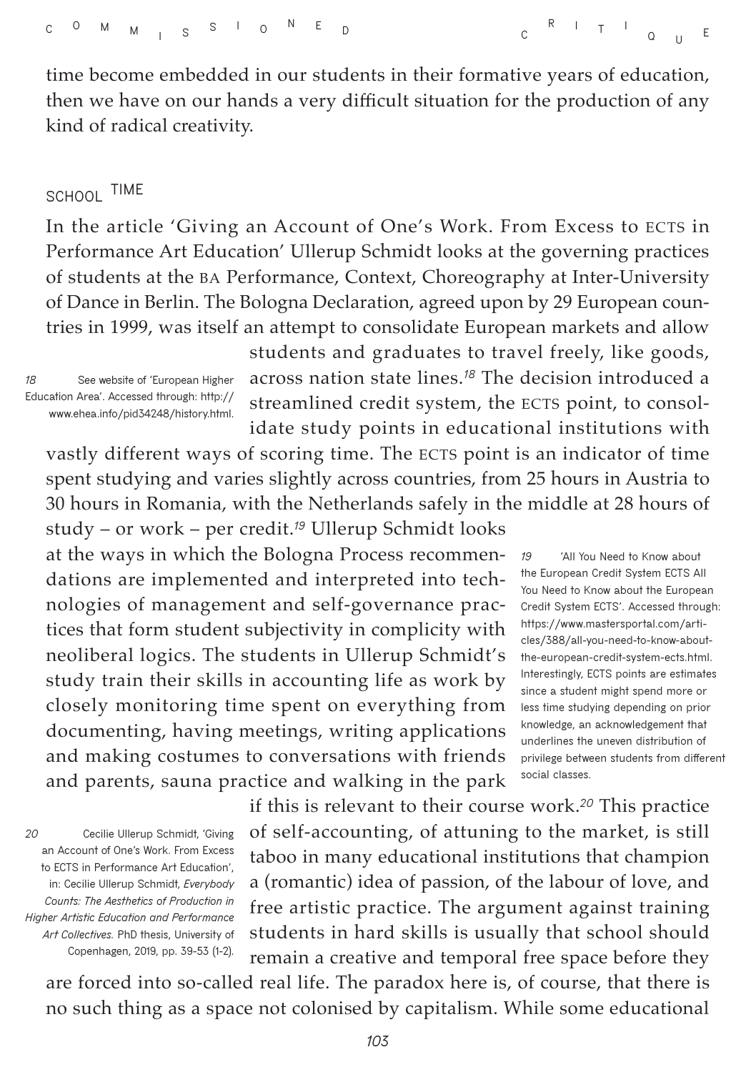time become embedded in our students in their formative years of education, then we have on our hands a very difficult situation for the production of any kind of radical creativity.

## SCHOOL TIME

In the article 'Giving an Account of One's Work. From Excess to ECTS in Performance Art Education' Ullerup Schmidt looks at the governing practices of students at the BA Performance, Context, Choreography at Inter-University of Dance in Berlin. The Bologna Declaration, agreed upon by 29 European countries in 1999, was itself an attempt to consolidate European markets and allow students and graduates to travel freely, like goods, across nation state lines.[18] The decision introduced a streamlined credit system, the ECTS point, to consolidate study points in educational institutions with vastly different ways of scoring time. The ECTS point is an indicator of time spent studying and varies slightly across countries, from 25 hours in Austria to 30 hours in Romania, with the Netherlands safely in the middle at 28 hours of study – or work – per credit.[19] Ullerup Schmidt looks at the ways in which the Bologna Process recommendations are implemented and interpreted into technologies of management and self-governance practices that form student subjectivity in complicity with neoliberal logics. The students in Ullerup Schmidt's study train their skills in accounting life as work by closely monitoring time spent on everything from documenting, having meetings, writing applications and making costumes to conversations with friends and parents, sauna practice and walking in the park if this is relevant to their course work.[20] This practice of self-accounting, of attuning to the market, is still taboo in many educational institutions that champion a (romantic) idea of passion, of the labour of love, and free artistic practice. The argument against training students in hard skills is usually that school should remain a creative and temporal free space before they are forced into so-called real life. The paradox here is, of course, that there is no such thing as a space not colonised by capitalism. While some educational

18 See website of 'European Higher Education Area'. Accessed through: http://www.ehea.info/pid34248/history.html.

19 'All You Need to Know about the European Credit System ECTS All You Need to Know about the European Credit System ECTS'. Accessed through: https://www.mastersportal.com/articles/388/all-you-need-to-know-about-the-european-credit-system-ects.html. Interestingly, ECTS points are estimates since a student might spend more or less time studying depending on prior knowledge, an acknowledgement that underlines the uneven distribution of privilege between students from different social classes.

20 Cecilie Ullerup Schmidt, 'Giving an Account of One's Work. From Excess to ECTS in Performance Art Education', in: Cecilie Ullerup Schmidt, *Everybody Counts: The Aesthetics of Production in Higher Artistic Education and Performance Art Collectives.* PhD thesis, University of Copenhagen, 2019, pp. 39-53 (1-2).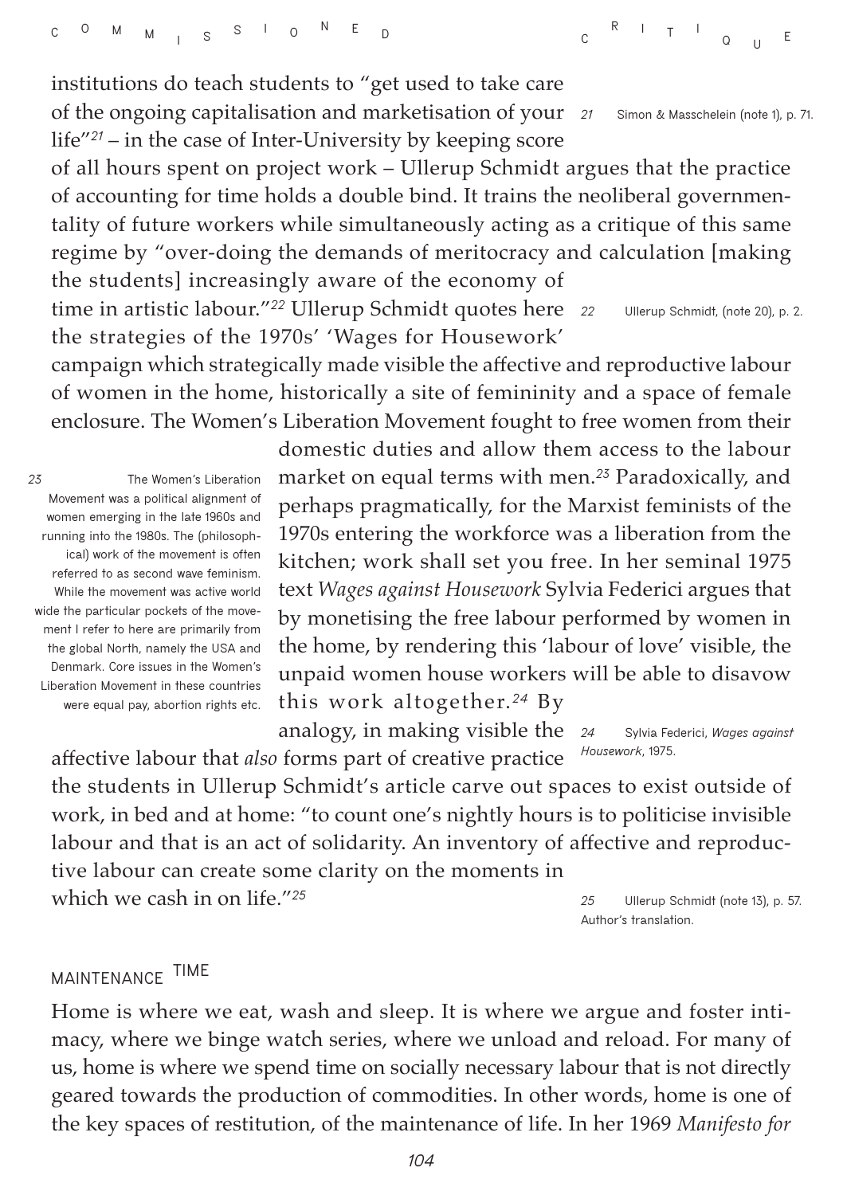institutions do teach students to "get used to take care of the ongoing capitalisation and marketisation of your life"[21] – in the case of Inter-University by keeping score of all hours spent on project work – Ullerup Schmidt argues that the practice of accounting for time holds a double bind. It trains the neoliberal governmentality of future workers while simultaneously acting as a critique of this same regime by "over-doing the demands of meritocracy and calculation [making the students] increasingly aware of the economy of time in artistic labour."[22] Ullerup Schmidt quotes here the strategies of the 1970s' 'Wages for Housework' campaign which strategically made visible the affective and reproductive labour of women in the home, historically a site of femininity and a space of female enclosure. The Women's Liberation Movement fought to free women from their domestic duties and allow them access to the labour market on equal terms with men.[23] Paradoxically, and perhaps pragmatically, for the Marxist feminists of the 1970s entering the workforce was a liberation from the kitchen; work shall set you free. In her seminal 1975 text *Wages against Housework* Sylvia Federici argues that by monetising the free labour performed by women in the home, by rendering this 'labour of love' visible, the unpaid women house workers will be able to disavow this work altogether.[24] By analogy, in making visible the affective labour that *also* forms part of creative practice the students in Ullerup Schmidt's article carve out spaces to exist outside of work, in bed and at home: "to count one's nightly hours is to politicise invisible labour and that is an act of solidarity. An inventory of affective and reproductive labour can create some clarity on the moments in which we cash in on life."[25]

21 Simon & Masschelein (note 1), p. 71.

22 Ullerup Schmidt, (note 20), p. 2.

23 The Women's Liberation Movement was a political alignment of women emerging in the late 1960s and running into the 1980s. The (philosophical) work of the movement is often referred to as second wave feminism. While the movement was active world wide the particular pockets of the movement I refer to here are primarily from the global North, namely the USA and Denmark. Core issues in the Women's Liberation Movement in these countries were equal pay, abortion rights etc.

24 Sylvia Federici, *Wages against Housework*, 1975.

25 Ullerup Schmidt (note 13), p. 57. Author's translation.

## MAINTENANCE TIME

Home is where we eat, wash and sleep. It is where we argue and foster intimacy, where we binge watch series, where we unload and reload. For many of us, home is where we spend time on socially necessary labour that is not directly geared towards the production of commodities. In other words, home is one of the key spaces of restitution, of the maintenance of life. In her 1969 *Manifesto for*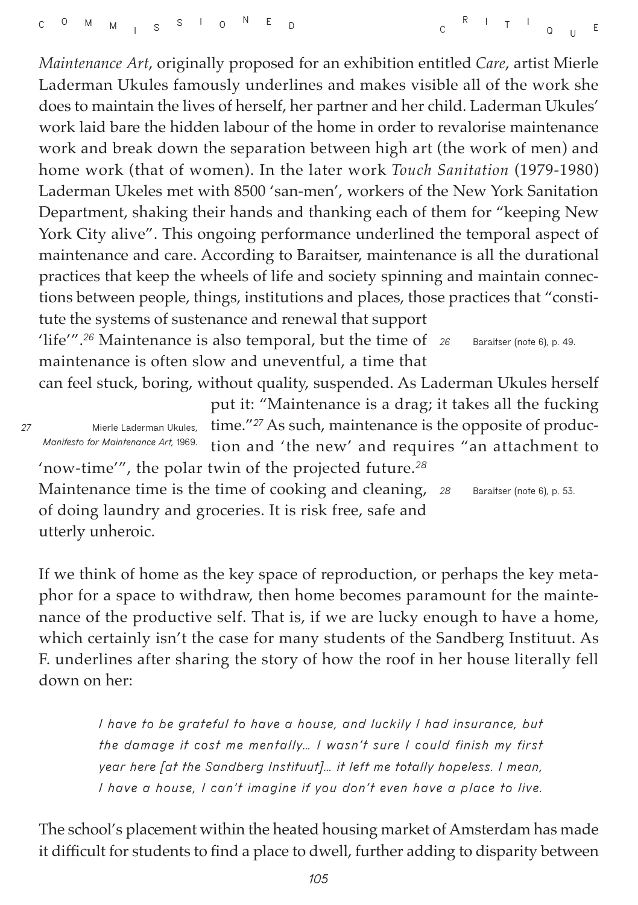*Maintenance Art*, originally proposed for an exhibition entitled *Care*, artist Mierle Laderman Ukules famously underlines and makes visible all of the work she does to maintain the lives of herself, her partner and her child. Laderman Ukules' work laid bare the hidden labour of the home in order to revalorise maintenance work and break down the separation between high art (the work of men) and home work (that of women). In the later work *Touch Sanitation* (1979-1980) Laderman Ukeles met with 8500 'san-men', workers of the New York Sanitation Department, shaking their hands and thanking each of them for "keeping New York City alive". This ongoing performance underlined the temporal aspect of maintenance and care. According to Baraitser, maintenance is all the durational practices that keep the wheels of life and society spinning and maintain connections between people, things, institutions and places, those practices that "constitute the systems of sustenance and renewal that support 'life'".[26] Maintenance is also temporal, but the time of maintenance is often slow and uneventful, a time that can feel stuck, boring, without quality, suspended. As Laderman Ukules herself put it: "Maintenance is a drag; it takes all the fucking time."[27] As such, maintenance is the opposite of production and 'the new' and requires "an attachment to 'now-time'", the polar twin of the projected future.[28] Maintenance time is the time of cooking and cleaning, of doing laundry and groceries. It is risk free, safe and utterly unheroic.

26 Baraitser (note 6), p. 49.

27 Mierle Laderman Ukules, *Manifesto for Maintenance Art*, 1969.

28 Baraitser (note 6), p. 53.

If we think of home as the key space of reproduction, or perhaps the key metaphor for a space to withdraw, then home becomes paramount for the maintenance of the productive self. That is, if we are lucky enough to have a home, which certainly isn't the case for many students of the Sandberg Instituut. As F. underlines after sharing the story of how the roof in her house literally fell down on her:

> *I have to be grateful to have a house, and luckily I had insurance, but the damage it cost me mentally… I wasn't sure I could finish my first year here [at the Sandberg Instituut]… it left me totally hopeless. I mean, I have a house, I can't imagine if you don't even have a place to live.*

The school's placement within the heated housing market of Amsterdam has made it difficult for students to find a place to dwell, further adding to disparity between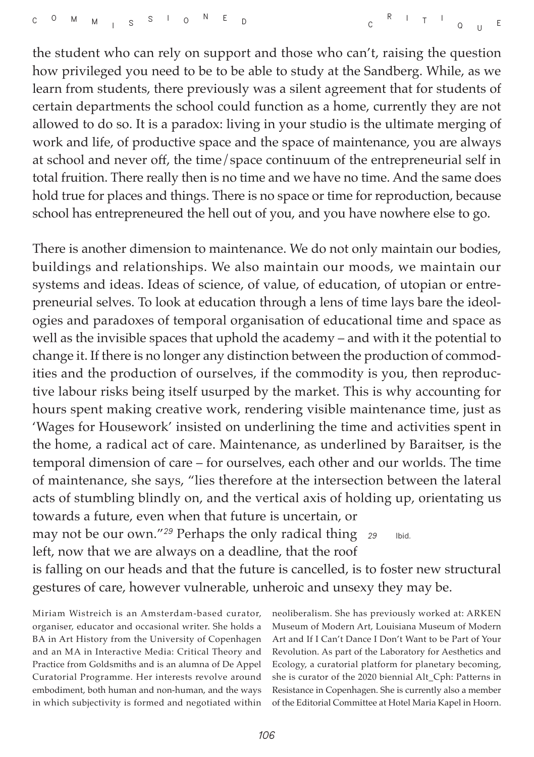the student who can rely on support and those who can't, raising the question how privileged you need to be to be able to study at the Sandberg. While, as we learn from students, there previously was a silent agreement that for students of certain departments the school could function as a home, currently they are not allowed to do so. It is a paradox: living in your studio is the ultimate merging of work and life, of productive space and the space of maintenance, you are always at school and never off, the time/space continuum of the entrepreneurial self in total fruition. There really then is no time and we have no time. And the same does hold true for places and things. There is no space or time for reproduction, because school has entrepreneured the hell out of you, and you have nowhere else to go.

There is another dimension to maintenance. We do not only maintain our bodies, buildings and relationships. We also maintain our moods, we maintain our systems and ideas. Ideas of science, of value, of education, of utopian or entrepreneurial selves. To look at education through a lens of time lays bare the ideologies and paradoxes of temporal organisation of educational time and space as well as the invisible spaces that uphold the academy – and with it the potential to change it. If there is no longer any distinction between the production of commodities and the production of ourselves, if the commodity is you, then reproductive labour risks being itself usurped by the market. This is why accounting for hours spent making creative work, rendering visible maintenance time, just as 'Wages for Housework' insisted on underlining the time and activities spent in the home, a radical act of care. Maintenance, as underlined by Baraitser, is the temporal dimension of care – for ourselves, each other and our worlds. The time of maintenance, she says, "lies therefore at the intersection between the lateral acts of stumbling blindly on, and the vertical axis of holding up, orientating us towards a future, even when that future is uncertain, or may not be our own."[29] Perhaps the only radical thing left, now that we are always on a deadline, that the roof is falling on our heads and that the future is cancelled, is to foster new structural gestures of care, however vulnerable, unheroic and unsexy they may be.

[29] Ibid.

Miriam Wistreich is an Amsterdam-based curator, organiser, educator and occasional writer. She holds a BA in Art History from the University of Copenhagen and an MA in Interactive Media: Critical Theory and Practice from Goldsmiths and is an alumna of De Appel Curatorial Programme. Her interests revolve around embodiment, both human and non-human, and the ways in which subjectivity is formed and negotiated within neoliberalism. She has previously worked at: ARKEN Museum of Modern Art, Louisiana Museum of Modern Art and If I Can't Dance I Don't Want to be Part of Your Revolution. As part of the Laboratory for Aesthetics and Ecology, a curatorial platform for planetary becoming, she is curator of the 2020 biennial Alt_Cph: Patterns in Resistance in Copenhagen. She is currently also a member of the Editorial Committee at Hotel Maria Kapel in Hoorn.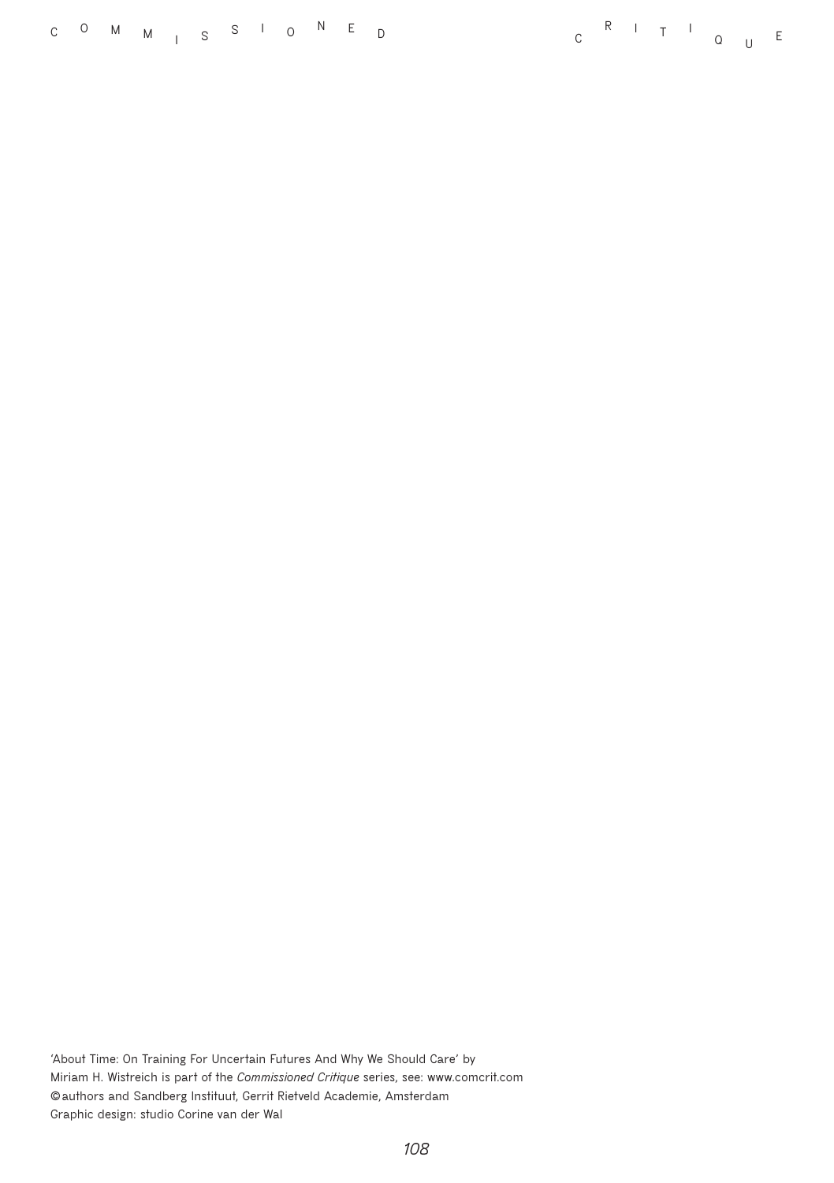'About Time: On Training For Uncertain Futures And Why We Should Care' by
Miriam H. Wistreich is part of the *Commissioned Critique* series, see: www.comcrit.com
©authors and Sandberg Instituut, Gerrit Rietveld Academie, Amsterdam
Graphic design: studio Corine van der Wal